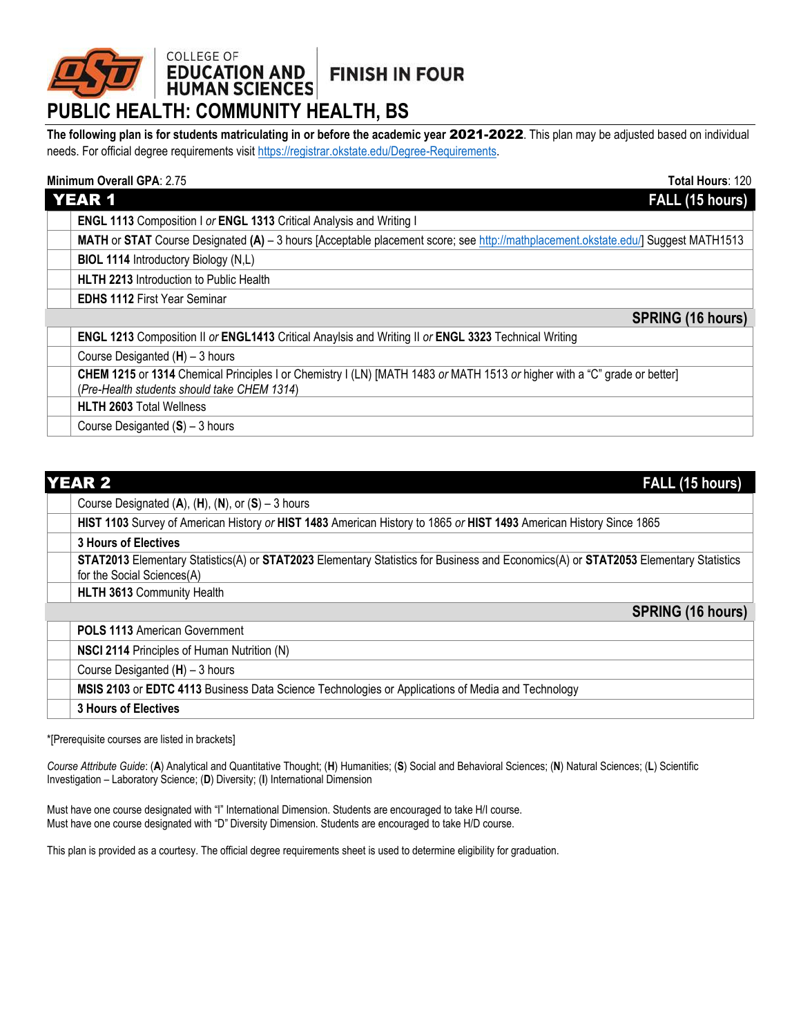COLLEGE OF EDUCATION AND HUMAN SCIENCES | FINISH IN FOUR

# PUBLIC HEALTH: COMMUNITY HEALTH, BS

**The following plan is for students matriculating in or before the academic year 2021-2022**. This plan may be adjusted based on individual needs. For official degree requirements visit https://registrar.okstate.edu/Degree-Requirements.

**Minimum Overall GPA**: 2.75 | **Total Hours**: 120

## YEAR 1

| | **FALL (15 hours)** |
|---|---|
| | **ENGL 1113** Composition I *or* **ENGL 1313** Critical Analysis and Writing I |
| | **MATH** or **STAT** Course Designated **(A)** – 3 hours [Acceptable placement score; see http://mathplacement.okstate.edu/] Suggest MATH1513 |
| | **BIOL 1114** Introductory Biology (N,L) |
| | **HLTH 2213** Introduction to Public Health |
| | **EDHS 1112** First Year Seminar |

| | **SPRING (16 hours)** |
|---|---|
| | **ENGL 1213** Composition II *or* **ENGL1413** Critical Anaylsis and Writing II *or* **ENGL 3323** Technical Writing |
| | Course Desiganted (**H**) – 3 hours |
| | **CHEM 1215** or **1314** Chemical Principles I or Chemistry I (LN) [MATH 1483 *or* MATH 1513 *or* higher with a "C" grade or better] (*Pre-Health students should take CHEM 1314*) |
| | **HLTH 2603** Total Wellness |
| | Course Desiganted (**S**) – 3 hours |

## YEAR 2

| | **FALL (15 hours)** |
|---|---|
| | Course Designated (**A**), (**H**), (**N**), or (**S**) – 3 hours |
| | **HIST 1103** Survey of American History *or* **HIST 1483** American History to 1865 *or* **HIST 1493** American History Since 1865 |
| | **3 Hours of Electives** |
| | **STAT2013** Elementary Statistics(A) or **STAT2023** Elementary Statistics for Business and Economics(A) or **STAT2053** Elementary Statistics for the Social Sciences(A) |
| | **HLTH 3613** Community Health |

| | **SPRING (16 hours)** |
|---|---|
| | **POLS 1113** American Government |
| | **NSCI 2114** Principles of Human Nutrition (N) |
| | Course Desiganted (**H**) – 3 hours |
| | **MSIS 2103** or **EDTC 4113** Business Data Science Technologies or Applications of Media and Technology |
| | **3 Hours of Electives** |

*[Prerequisite courses are listed in brackets]

*Course Attribute Guide*: (**A**) Analytical and Quantitative Thought; (**H**) Humanities; (**S**) Social and Behavioral Sciences; (**N**) Natural Sciences; (**L**) Scientific Investigation – Laboratory Science; (**D**) Diversity; (**I**) International Dimension

Must have one course designated with "I" International Dimension. Students are encouraged to take H/I course.
Must have one course designated with "D" Diversity Dimension. Students are encouraged to take H/D course.

This plan is provided as a courtesy. The official degree requirements sheet is used to determine eligibility for graduation.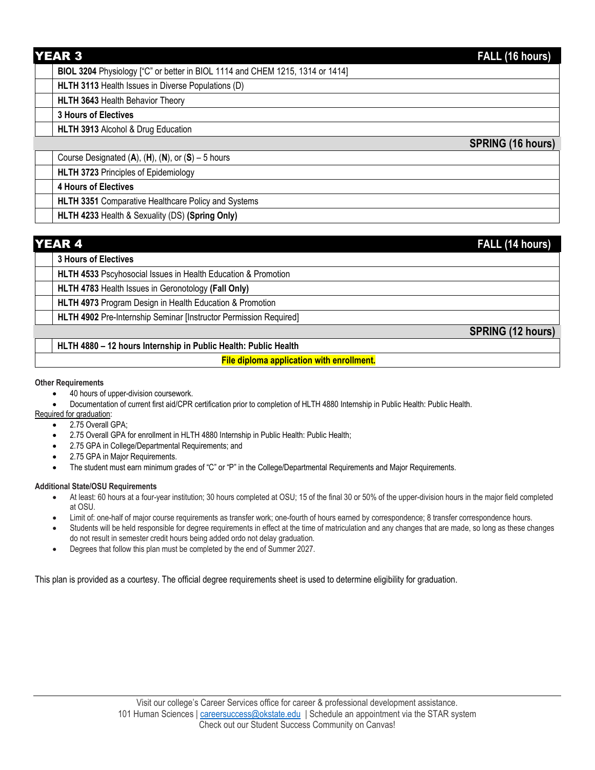| YEAR 3 | FALL (16 hours) |
| --- | --- |
| | **BIOL 3204** Physiology ["C" or better in BIOL 1114 and CHEM 1215, 1314 or 1414] |
| | **HLTH 3113** Health Issues in Diverse Populations (D) |
| | **HLTH 3643** Health Behavior Theory |
| | **3 Hours of Electives** |
| | **HLTH 3913** Alcohol & Drug Education |
| | **SPRING (16 hours)** |
| | Course Designated (**A**), (**H**), (**N**), or (**S**) – 5 hours |
| | **HLTH 3723** Principles of Epidemiology |
| | **4 Hours of Electives** |
| | **HLTH 3351** Comparative Healthcare Policy and Systems |
| | **HLTH 4233** Health & Sexuality (DS) **(Spring Only)** |

| YEAR 4 | FALL (14 hours) |
| --- | --- |
| | **3 Hours of Electives** |
| | **HLTH 4533** Pscyhosocial Issues in Health Education & Promotion |
| | **HLTH 4783** Health Issues in Gerontology **(Fall Only)** |
| | **HLTH 4973** Program Design in Health Education & Promotion |
| | **HLTH 4902** Pre-Internship Seminar [Instructor Permission Required] |
| | **SPRING (12 hours)** |
| | **HLTH 4880 – 12 hours Internship in Public Health: Public Health** |
| | **File diploma application with enrollment.** |

**Other Requirements**

- 40 hours of upper-division coursework.
- Documentation of current first aid/CPR certification prior to completion of HLTH 4880 Internship in Public Health: Public Health.

Required for graduation:

- 2.75 Overall GPA;
- 2.75 Overall GPA for enrollment in HLTH 4880 Internship in Public Health: Public Health;
- 2.75 GPA in College/Departmental Requirements; and
- 2.75 GPA in Major Requirements.
- The student must earn minimum grades of "C" or "P" in the College/Departmental Requirements and Major Requirements.

**Additional State/OSU Requirements**

- At least: 60 hours at a four-year institution; 30 hours completed at OSU; 15 of the final 30 or 50% of the upper-division hours in the major field completed at OSU.
- Limit of: one-half of major course requirements as transfer work; one-fourth of hours earned by correspondence; 8 transfer correspondence hours.
- Students will be held responsible for degree requirements in effect at the time of matriculation and any changes that are made, so long as these changes do not result in semester credit hours being added ordo not delay graduation.
- Degrees that follow this plan must be completed by the end of Summer 2027.

This plan is provided as a courtesy. The official degree requirements sheet is used to determine eligibility for graduation.

Visit our college's Career Services office for career & professional development assistance.
101 Human Sciences | careersuccess@okstate.edu | Schedule an appointment via the STAR system
Check out our Student Success Community on Canvas!